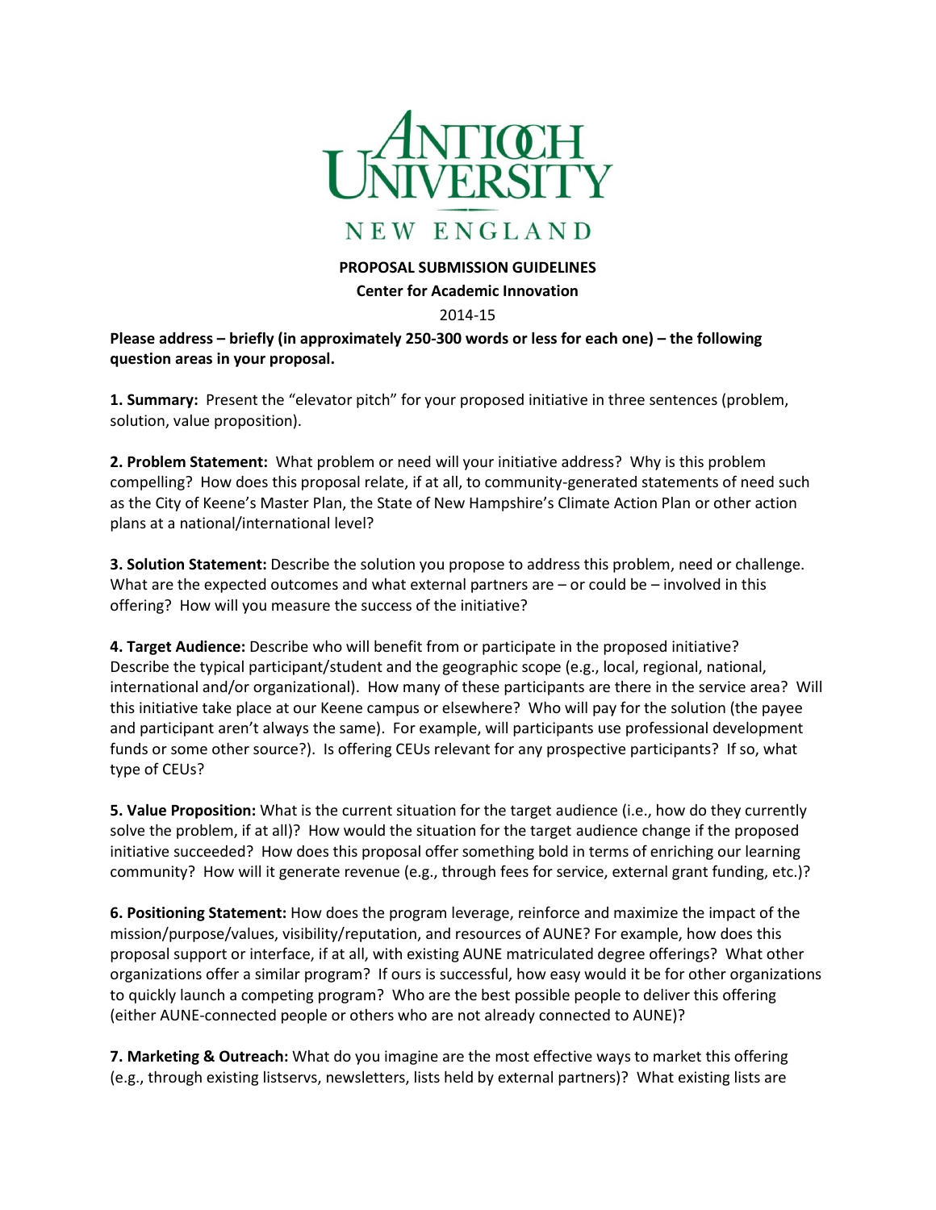# Antioch University New England

**PROPOSAL SUBMISSION GUIDELINES**

**Center for Academic Innovation**

2014-15

**Please address – briefly (in approximately 250-300 words or less for each one) – the following question areas in your proposal.**

**1. Summary:** Present the "elevator pitch" for your proposed initiative in three sentences (problem, solution, value proposition).

**2. Problem Statement:** What problem or need will your initiative address? Why is this problem compelling? How does this proposal relate, if at all, to community-generated statements of need such as the City of Keene's Master Plan, the State of New Hampshire's Climate Action Plan or other action plans at a national/international level?

**3. Solution Statement:** Describe the solution you propose to address this problem, need or challenge. What are the expected outcomes and what external partners are – or could be – involved in this offering? How will you measure the success of the initiative?

**4. Target Audience:** Describe who will benefit from or participate in the proposed initiative? Describe the typical participant/student and the geographic scope (e.g., local, regional, national, international and/or organizational). How many of these participants are there in the service area? Will this initiative take place at our Keene campus or elsewhere? Who will pay for the solution (the payee and participant aren't always the same). For example, will participants use professional development funds or some other source?). Is offering CEUs relevant for any prospective participants? If so, what type of CEUs?

**5. Value Proposition:** What is the current situation for the target audience (i.e., how do they currently solve the problem, if at all)? How would the situation for the target audience change if the proposed initiative succeeded? How does this proposal offer something bold in terms of enriching our learning community? How will it generate revenue (e.g., through fees for service, external grant funding, etc.)?

**6. Positioning Statement:** How does the program leverage, reinforce and maximize the impact of the mission/purpose/values, visibility/reputation, and resources of AUNE? For example, how does this proposal support or interface, if at all, with existing AUNE matriculated degree offerings? What other organizations offer a similar program? If ours is successful, how easy would it be for other organizations to quickly launch a competing program? Who are the best possible people to deliver this offering (either AUNE-connected people or others who are not already connected to AUNE)?

**7. Marketing & Outreach:** What do you imagine are the most effective ways to market this offering (e.g., through existing listservs, newsletters, lists held by external partners)? What existing lists are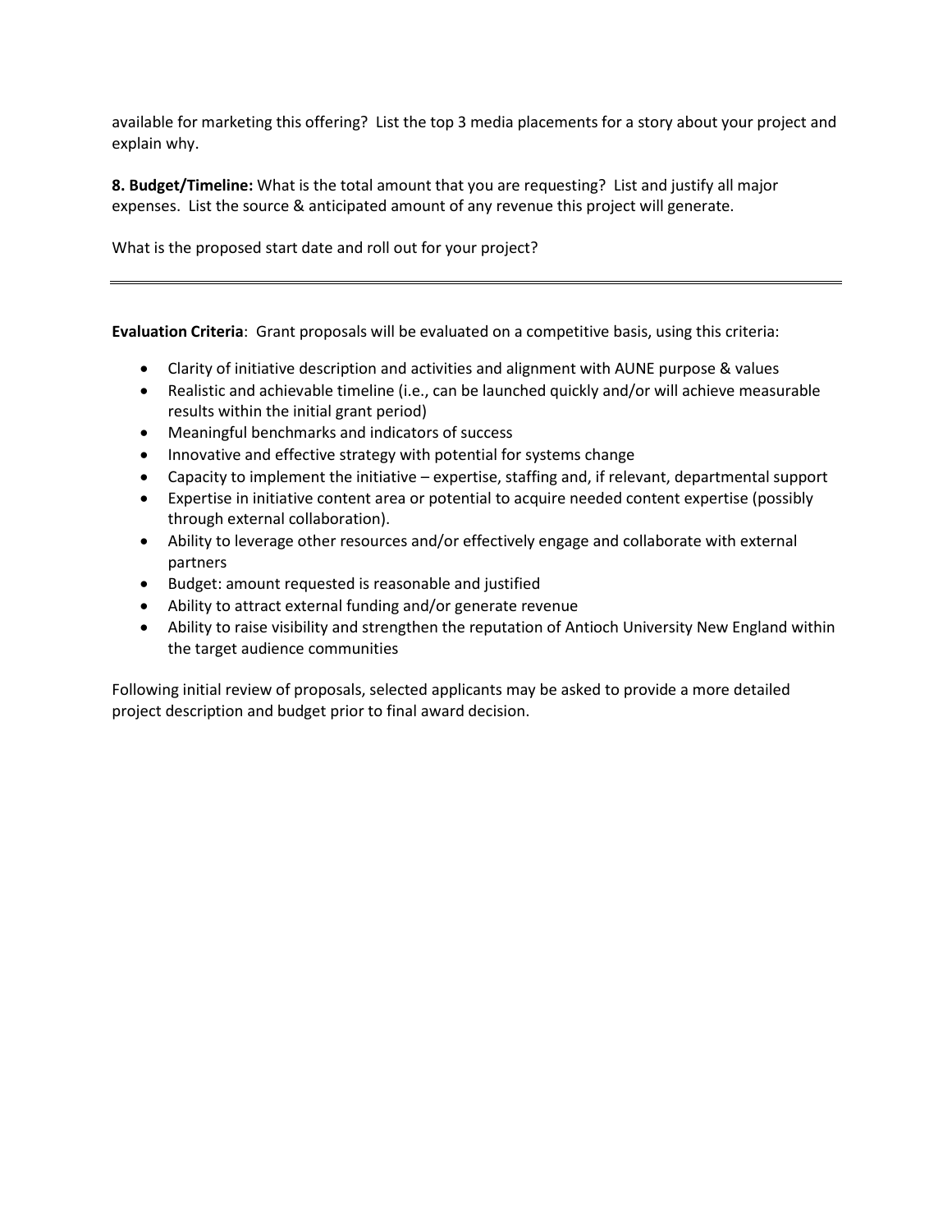available for marketing this offering? List the top 3 media placements for a story about your project and explain why.

**8. Budget/Timeline:** What is the total amount that you are requesting? List and justify all major expenses. List the source & anticipated amount of any revenue this project will generate.

What is the proposed start date and roll out for your project?

---

**Evaluation Criteria**: Grant proposals will be evaluated on a competitive basis, using this criteria:

- Clarity of initiative description and activities and alignment with AUNE purpose & values
- Realistic and achievable timeline (i.e., can be launched quickly and/or will achieve measurable results within the initial grant period)
- Meaningful benchmarks and indicators of success
- Innovative and effective strategy with potential for systems change
- Capacity to implement the initiative – expertise, staffing and, if relevant, departmental support
- Expertise in initiative content area or potential to acquire needed content expertise (possibly through external collaboration).
- Ability to leverage other resources and/or effectively engage and collaborate with external partners
- Budget: amount requested is reasonable and justified
- Ability to attract external funding and/or generate revenue
- Ability to raise visibility and strengthen the reputation of Antioch University New England within the target audience communities

Following initial review of proposals, selected applicants may be asked to provide a more detailed project description and budget prior to final award decision.